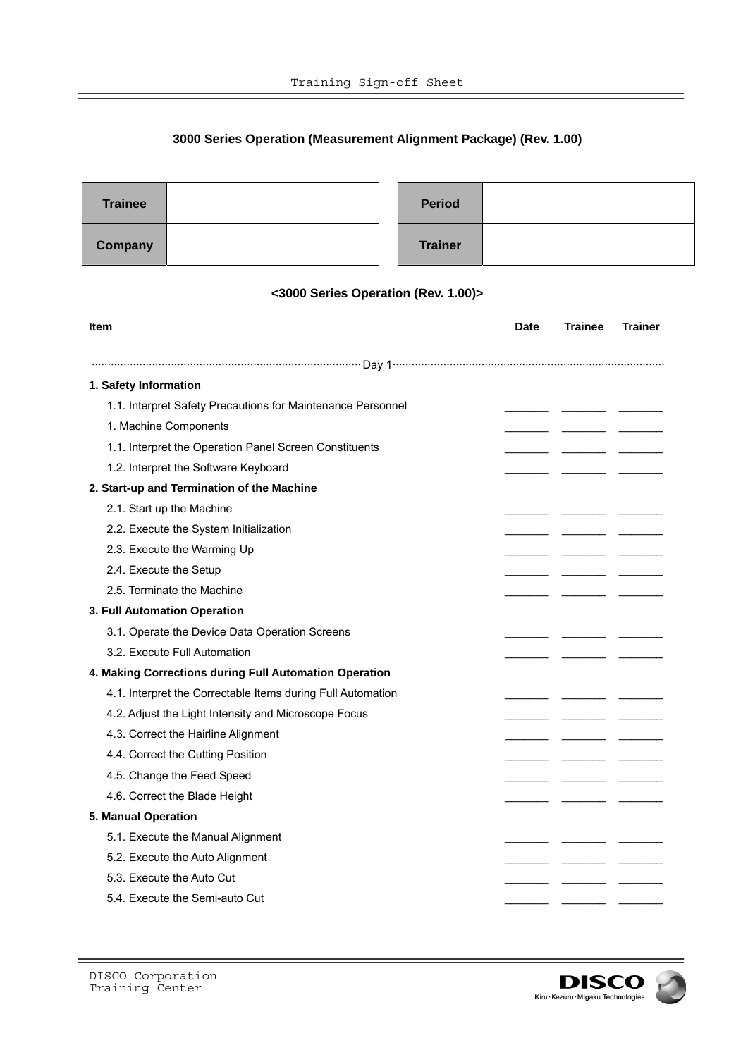Training Sign-off Sheet

## 3000 Series Operation (Measurement Alignment Package) (Rev. 1.00)

| **Trainee** | | | **Period** | |
|---|---|---|---|---|
| **Company** | | | **Trainer** | |

### <3000 Series Operation (Rev. 1.00)>

| Item | Date | Trainee | Trainer |
|---|---|---|---|
| Day 1 | | | |
| **1. Safety Information** | | | |
| 1.1. Interpret Safety Precautions for Maintenance Personnel | _______ | _______ | _______ |
| 1. Machine Components | _______ | _______ | _______ |
| 1.1. Interpret the Operation Panel Screen Constituents | _______ | _______ | _______ |
| 1.2. Interpret the Software Keyboard | _______ | _______ | _______ |
| **2. Start-up and Termination of the Machine** | | | |
| 2.1. Start up the Machine | _______ | _______ | _______ |
| 2.2. Execute the System Initialization | _______ | _______ | _______ |
| 2.3. Execute the Warming Up | _______ | _______ | _______ |
| 2.4. Execute the Setup | _______ | _______ | _______ |
| 2.5. Terminate the Machine | _______ | _______ | _______ |
| **3. Full Automation Operation** | | | |
| 3.1. Operate the Device Data Operation Screens | _______ | _______ | _______ |
| 3.2. Execute Full Automation | _______ | _______ | _______ |
| **4. Making Corrections during Full Automation Operation** | | | |
| 4.1. Interpret the Correctable Items during Full Automation | _______ | _______ | _______ |
| 4.2. Adjust the Light Intensity and Microscope Focus | _______ | _______ | _______ |
| 4.3. Correct the Hairline Alignment | _______ | _______ | _______ |
| 4.4. Correct the Cutting Position | _______ | _______ | _______ |
| 4.5. Change the Feed Speed | _______ | _______ | _______ |
| 4.6. Correct the Blade Height | _______ | _______ | _______ |
| **5. Manual Operation** | | | |
| 5.1. Execute the Manual Alignment | _______ | _______ | _______ |
| 5.2. Execute the Auto Alignment | _______ | _______ | _______ |
| 5.3. Execute the Auto Cut | _______ | _______ | _______ |
| 5.4. Execute the Semi-auto Cut | _______ | _______ | _______ |

DISCO Corporation
Training Center

DISCO
Kiru・Kezuru・Migaku Technologies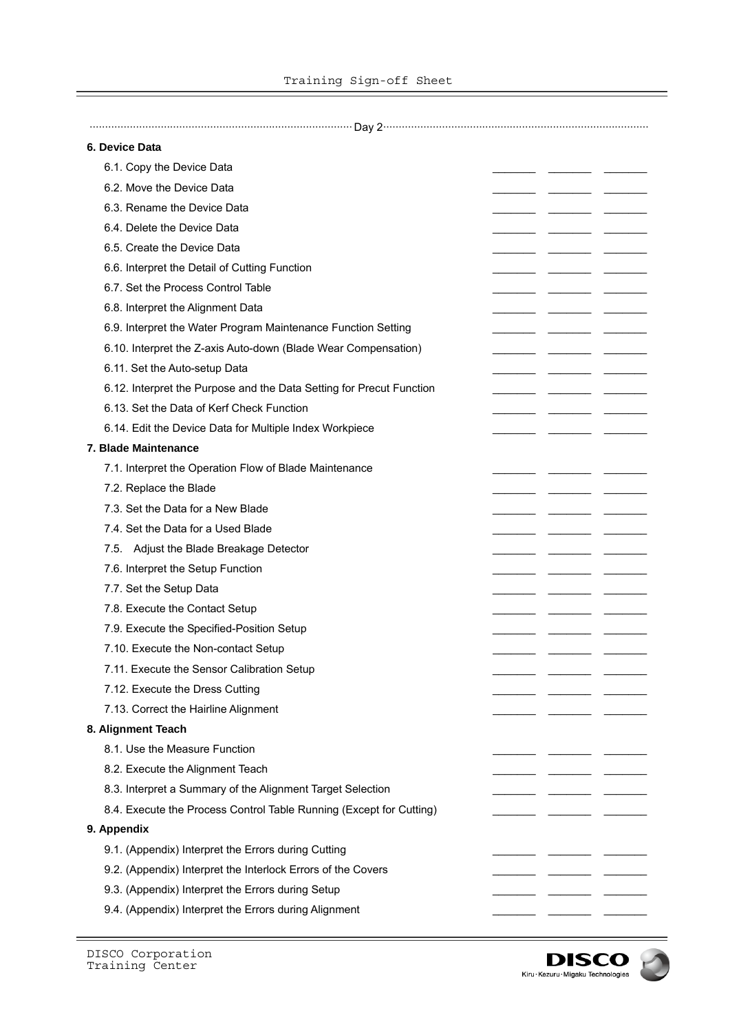Day 2

### 6. Device Data

| Item | | | |
|---|---|---|---|
| 6.1. Copy the Device Data | _______ | _______ | _______ |
| 6.2. Move the Device Data | _______ | _______ | _______ |
| 6.3. Rename the Device Data | _______ | _______ | _______ |
| 6.4. Delete the Device Data | _______ | _______ | _______ |
| 6.5. Create the Device Data | _______ | _______ | _______ |
| 6.6. Interpret the Detail of Cutting Function | _______ | _______ | _______ |
| 6.7. Set the Process Control Table | _______ | _______ | _______ |
| 6.8. Interpret the Alignment Data | _______ | _______ | _______ |
| 6.9. Interpret the Water Program Maintenance Function Setting | _______ | _______ | _______ |
| 6.10. Interpret the Z-axis Auto-down (Blade Wear Compensation) | _______ | _______ | _______ |
| 6.11. Set the Auto-setup Data | _______ | _______ | _______ |
| 6.12. Interpret the Purpose and the Data Setting for Precut Function | _______ | _______ | _______ |
| 6.13. Set the Data of Kerf Check Function | _______ | _______ | _______ |
| 6.14. Edit the Device Data for Multiple Index Workpiece | _______ | _______ | _______ |

### 7. Blade Maintenance

| Item | | | |
|---|---|---|---|
| 7.1. Interpret the Operation Flow of Blade Maintenance | _______ | _______ | _______ |
| 7.2. Replace the Blade | _______ | _______ | _______ |
| 7.3. Set the Data for a New Blade | _______ | _______ | _______ |
| 7.4. Set the Data for a Used Blade | _______ | _______ | _______ |
| 7.5. Adjust the Blade Breakage Detector | _______ | _______ | _______ |
| 7.6. Interpret the Setup Function | _______ | _______ | _______ |
| 7.7. Set the Setup Data | _______ | _______ | _______ |
| 7.8. Execute the Contact Setup | _______ | _______ | _______ |
| 7.9. Execute the Specified-Position Setup | _______ | _______ | _______ |
| 7.10. Execute the Non-contact Setup | _______ | _______ | _______ |
| 7.11. Execute the Sensor Calibration Setup | _______ | _______ | _______ |
| 7.12. Execute the Dress Cutting | _______ | _______ | _______ |
| 7.13. Correct the Hairline Alignment | _______ | _______ | _______ |

### 8. Alignment Teach

| Item | | | |
|---|---|---|---|
| 8.1. Use the Measure Function | _______ | _______ | _______ |
| 8.2. Execute the Alignment Teach | _______ | _______ | _______ |
| 8.3. Interpret a Summary of the Alignment Target Selection | _______ | _______ | _______ |
| 8.4. Execute the Process Control Table Running (Except for Cutting) | _______ | _______ | _______ |

### 9. Appendix

| Item | | | |
|---|---|---|---|
| 9.1. (Appendix) Interpret the Errors during Cutting | _______ | _______ | _______ |
| 9.2. (Appendix) Interpret the Interlock Errors of the Covers | _______ | _______ | _______ |
| 9.3. (Appendix) Interpret the Errors during Setup | _______ | _______ | _______ |
| 9.4. (Appendix) Interpret the Errors during Alignment | _______ | _______ | _______ |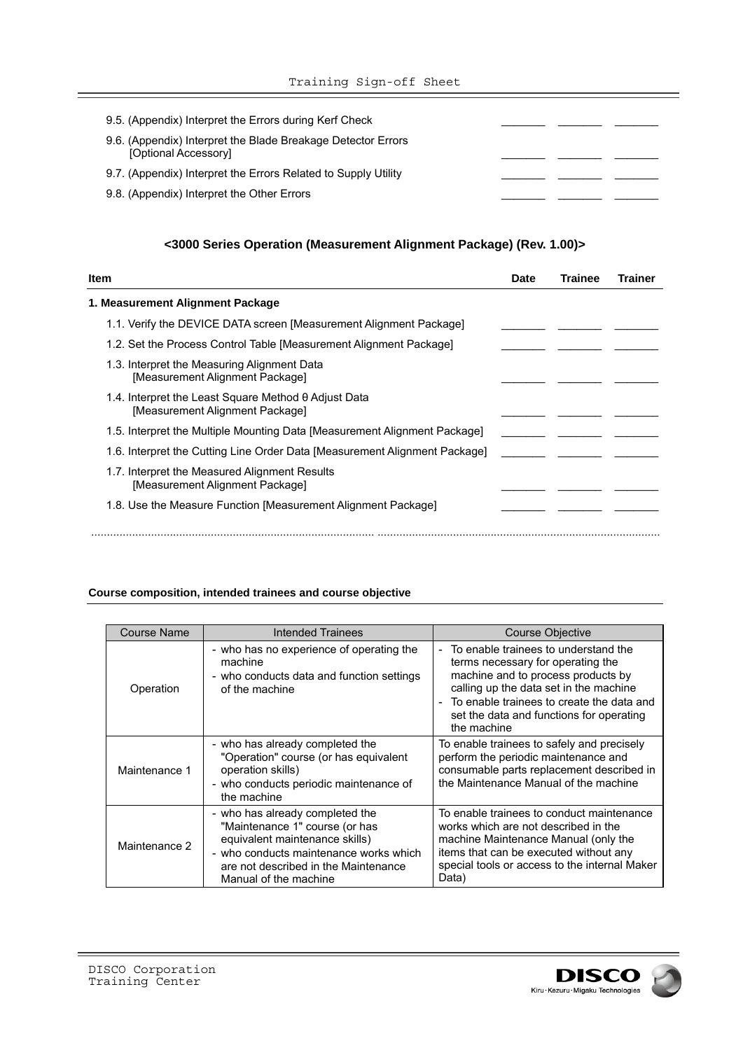| Item | Date | Trainee | Trainer |
|---|---|---|---|
| 9.5. (Appendix) Interpret the Errors during Kerf Check | _______ | _______ | _______ |
| 9.6. (Appendix) Interpret the Blade Breakage Detector Errors [Optional Accessory] | _______ | _______ | _______ |
| 9.7. (Appendix) Interpret the Errors Related to Supply Utility | _______ | _______ | _______ |
| 9.8. (Appendix) Interpret the Other Errors | _______ | _______ | _______ |

## <3000 Series Operation (Measurement Alignment Package) (Rev. 1.00)>

| Item | Date | Trainee | Trainer |
|---|---|---|---|
| **1. Measurement Alignment Package** | | | |
| 1.1. Verify the DEVICE DATA screen [Measurement Alignment Package] | _______ | _______ | _______ |
| 1.2. Set the Process Control Table [Measurement Alignment Package] | _______ | _______ | _______ |
| 1.3. Interpret the Measuring Alignment Data [Measurement Alignment Package] | _______ | _______ | _______ |
| 1.4. Interpret the Least Square Method θ Adjust Data [Measurement Alignment Package] | _______ | _______ | _______ |
| 1.5. Interpret the Multiple Mounting Data [Measurement Alignment Package] | _______ | _______ | _______ |
| 1.6. Interpret the Cutting Line Order Data [Measurement Alignment Package] | _______ | _______ | _______ |
| 1.7. Interpret the Measured Alignment Results [Measurement Alignment Package] | _______ | _______ | _______ |
| 1.8. Use the Measure Function [Measurement Alignment Package] | _______ | _______ | _______ |

**Course composition, intended trainees and course objective**

| Course Name | Intended Trainees | Course Objective |
|---|---|---|
| Operation | - who has no experience of operating the machine<br>- who conducts data and function settings of the machine | - To enable trainees to understand the terms necessary for operating the machine and to process products by calling up the data set in the machine<br>- To enable trainees to create the data and set the data and functions for operating the machine |
| Maintenance 1 | - who has already completed the "Operation" course (or has equivalent operation skills)<br>- who conducts periodic maintenance of the machine | To enable trainees to safely and precisely perform the periodic maintenance and consumable parts replacement described in the Maintenance Manual of the machine |
| Maintenance 2 | - who has already completed the "Maintenance 1" course (or has equivalent maintenance skills)<br>- who conducts maintenance works which are not described in the Maintenance Manual of the machine | To enable trainees to conduct maintenance works which are not described in the machine Maintenance Manual (only the items that can be executed without any special tools or access to the internal Maker Data) |